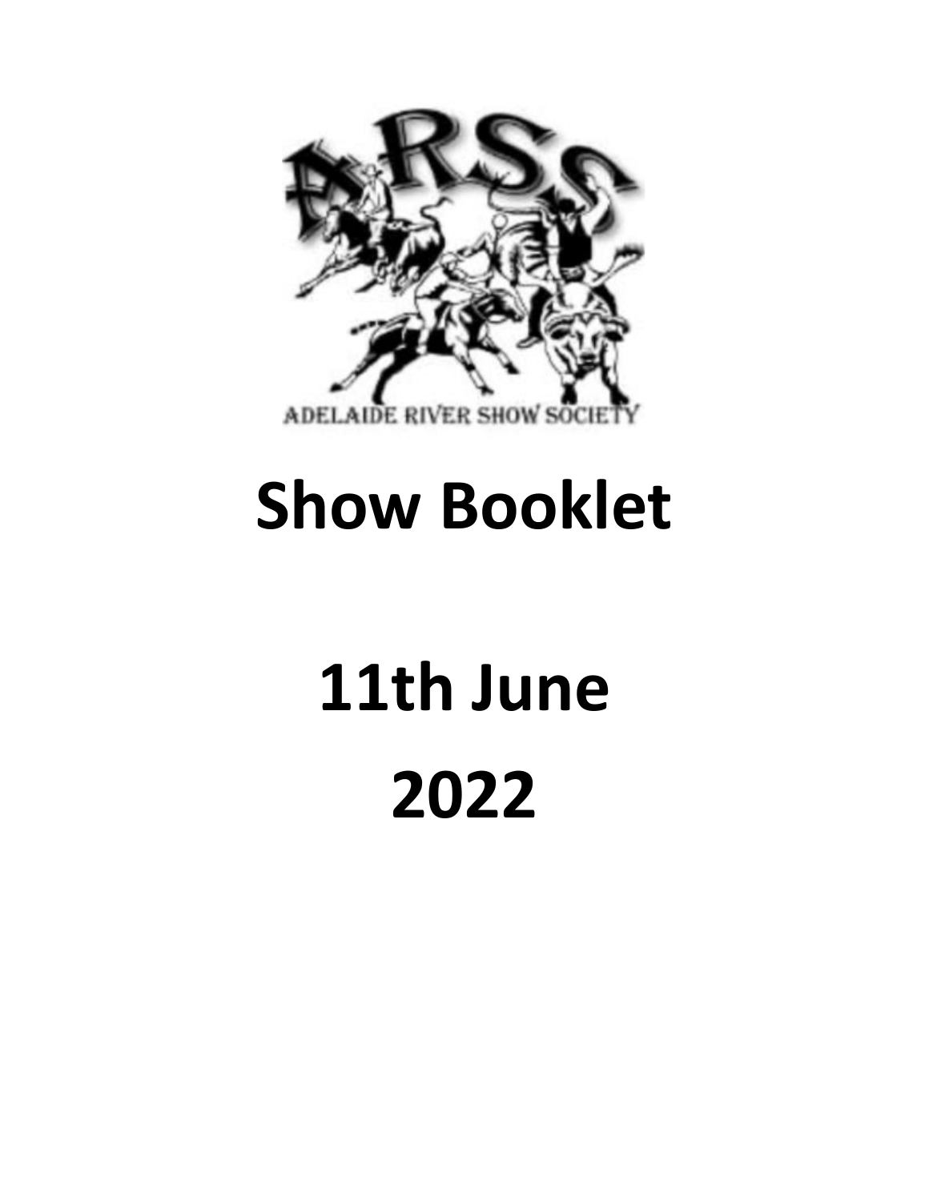ADELAIDE RIVER SHOW SOCIETY

# Show Booklet

# 11th June

# 2022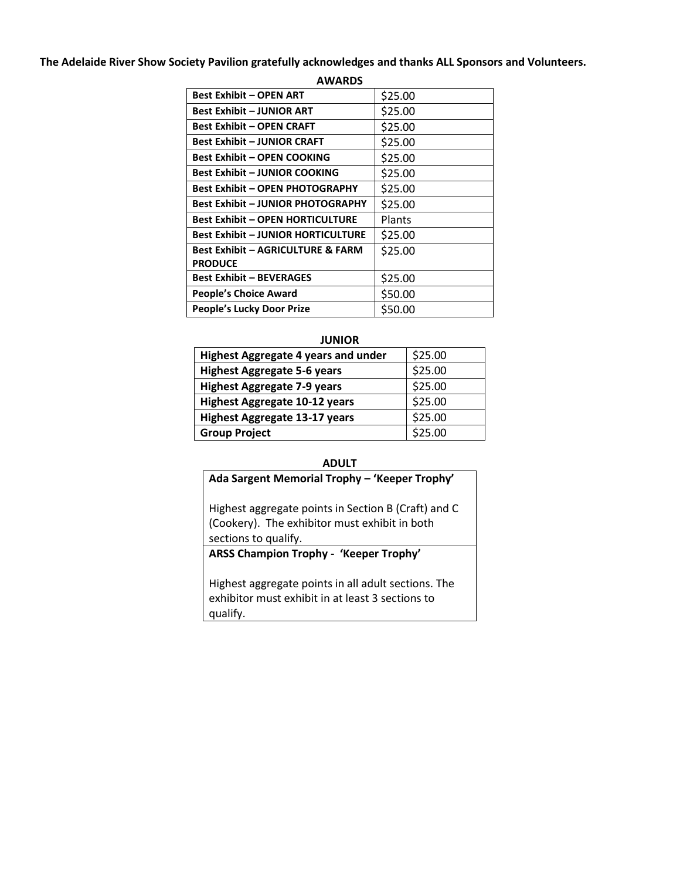**The Adelaide River Show Society Pavilion gratefully acknowledges and thanks ALL Sponsors and Volunteers.**

## AWARDS

| Award | Prize |
|---|---|
| **Best Exhibit – OPEN ART** | $25.00 |
| **Best Exhibit – JUNIOR ART** | $25.00 |
| **Best Exhibit – OPEN CRAFT** | $25.00 |
| **Best Exhibit – JUNIOR CRAFT** | $25.00 |
| **Best Exhibit – OPEN COOKING** | $25.00 |
| **Best Exhibit – JUNIOR COOKING** | $25.00 |
| **Best Exhibit – OPEN PHOTOGRAPHY** | $25.00 |
| **Best Exhibit – JUNIOR PHOTOGRAPHY** | $25.00 |
| **Best Exhibit – OPEN HORTICULTURE** | Plants |
| **Best Exhibit – JUNIOR HORTICULTURE** | $25.00 |
| **Best Exhibit – AGRICULTURE & FARM PRODUCE** | $25.00 |
| **Best Exhibit – BEVERAGES** | $25.00 |
| **People's Choice Award** | $50.00 |
| **People's Lucky Door Prize** | $50.00 |

## JUNIOR

| Award | Prize |
|---|---|
| **Highest Aggregate 4 years and under** | $25.00 |
| **Highest Aggregate 5-6 years** | $25.00 |
| **Highest Aggregate 7-9 years** | $25.00 |
| **Highest Aggregate 10-12 years** | $25.00 |
| **Highest Aggregate 13-17 years** | $25.00 |
| **Group Project** | $25.00 |

## ADULT

**Ada Sargent Memorial Trophy – 'Keeper Trophy'**

Highest aggregate points in Section B (Craft) and C (Cookery). The exhibitor must exhibit in both sections to qualify.

**ARSS Champion Trophy - 'Keeper Trophy'**

Highest aggregate points in all adult sections. The exhibitor must exhibit in at least 3 sections to qualify.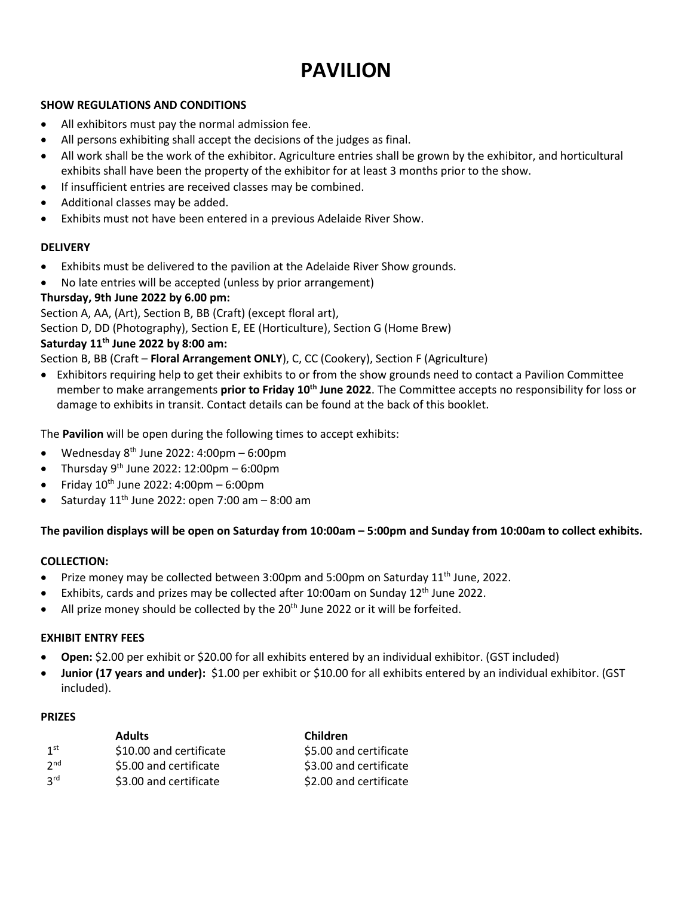# PAVILION

**SHOW REGULATIONS AND CONDITIONS**

- All exhibitors must pay the normal admission fee.
- All persons exhibiting shall accept the decisions of the judges as final.
- All work shall be the work of the exhibitor. Agriculture entries shall be grown by the exhibitor, and horticultural exhibits shall have been the property of the exhibitor for at least 3 months prior to the show.
- If insufficient entries are received classes may be combined.
- Additional classes may be added.
- Exhibits must not have been entered in a previous Adelaide River Show.

**DELIVERY**

- Exhibits must be delivered to the pavilion at the Adelaide River Show grounds.
- No late entries will be accepted (unless by prior arrangement)

**Thursday, 9th June 2022 by 6.00 pm:**

Section A, AA, (Art), Section B, BB (Craft) (except floral art),
Section D, DD (Photography), Section E, EE (Horticulture), Section G (Home Brew)

**Saturday 11th June 2022 by 8:00 am:**

Section B, BB (Craft – **Floral Arrangement ONLY**), C, CC (Cookery), Section F (Agriculture)

- Exhibitors requiring help to get their exhibits to or from the show grounds need to contact a Pavilion Committee member to make arrangements **prior to Friday 10th June 2022**. The Committee accepts no responsibility for loss or damage to exhibits in transit. Contact details can be found at the back of this booklet.

The **Pavilion** will be open during the following times to accept exhibits:

- Wednesday 8th June 2022: 4:00pm – 6:00pm
- Thursday 9th June 2022: 12:00pm – 6:00pm
- Friday 10th June 2022: 4:00pm – 6:00pm
- Saturday 11th June 2022: open 7:00 am – 8:00 am

**The pavilion displays will be open on Saturday from 10:00am – 5:00pm and Sunday from 10:00am to collect exhibits.**

**COLLECTION:**

- Prize money may be collected between 3:00pm and 5:00pm on Saturday 11th June, 2022.
- Exhibits, cards and prizes may be collected after 10:00am on Sunday 12th June 2022.
- All prize money should be collected by the 20th June 2022 or it will be forfeited.

**EXHIBIT ENTRY FEES**

- **Open:** $2.00 per exhibit or $20.00 for all exhibits entered by an individual exhibitor. (GST included)
- **Junior (17 years and under):** $1.00 per exhibit or $10.00 for all exhibits entered by an individual exhibitor. (GST included).

**PRIZES**

| | **Adults** | **Children** |
|---|---|---|
| 1st | $10.00 and certificate | $5.00 and certificate |
| 2nd | $5.00 and certificate | $3.00 and certificate |
| 3rd | $3.00 and certificate | $2.00 and certificate |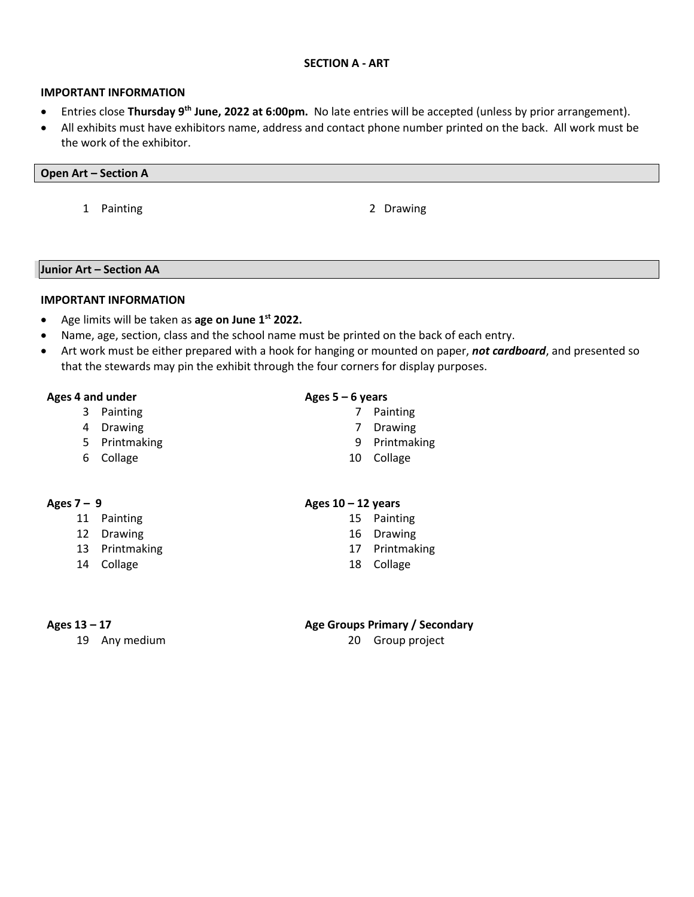## SECTION A - ART

**IMPORTANT INFORMATION**

- Entries close **Thursday 9th June, 2022 at 6:00pm.** No late entries will be accepted (unless by prior arrangement).
- All exhibits must have exhibitors name, address and contact phone number printed on the back. All work must be the work of the exhibitor.

### Open Art – Section A

1 Painting

2 Drawing

### Junior Art – Section AA

**IMPORTANT INFORMATION**

- Age limits will be taken as **age on June 1st 2022.**
- Name, age, section, class and the school name must be printed on the back of each entry.
- Art work must be either prepared with a hook for hanging or mounted on paper, ***not cardboard***, and presented so that the stewards may pin the exhibit through the four corners for display purposes.

**Ages 4 and under**

3 Painting
4 Drawing
5 Printmaking
6 Collage

**Ages 5 – 6 years**

7 Painting
7 Drawing
9 Printmaking
10 Collage

**Ages 7 – 9**

11 Painting
12 Drawing
13 Printmaking
14 Collage

**Ages 10 – 12 years**

15 Painting
16 Drawing
17 Printmaking
18 Collage

**Ages 13 – 17**

19 Any medium

**Age Groups Primary / Secondary**

20 Group project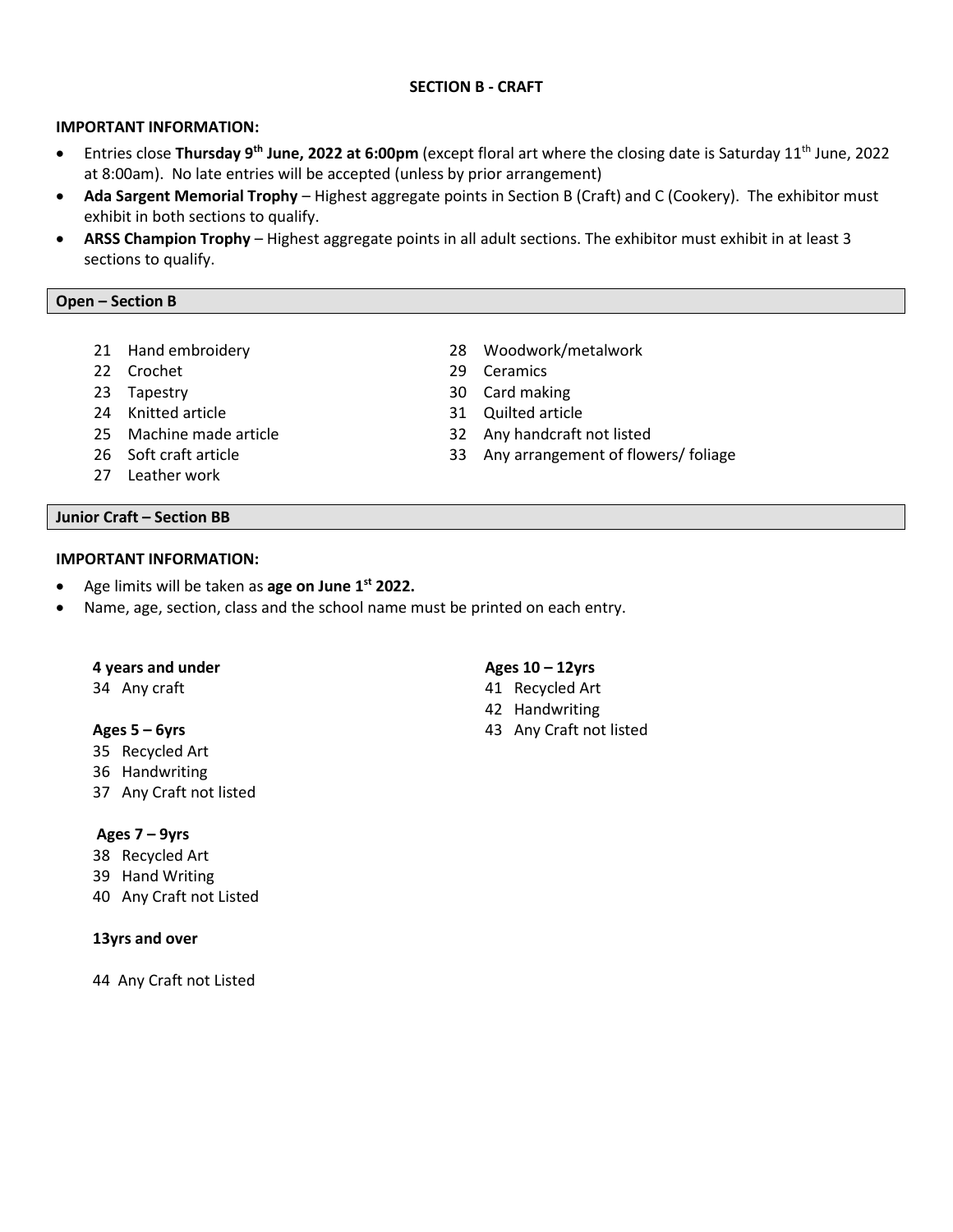## SECTION B - CRAFT

**IMPORTANT INFORMATION:**

- Entries close **Thursday 9th June, 2022 at 6:00pm** (except floral art where the closing date is Saturday 11th June, 2022 at 8:00am). No late entries will be accepted (unless by prior arrangement)
- **Ada Sargent Memorial Trophy** – Highest aggregate points in Section B (Craft) and C (Cookery). The exhibitor must exhibit in both sections to qualify.
- **ARSS Champion Trophy** – Highest aggregate points in all adult sections. The exhibitor must exhibit in at least 3 sections to qualify.

### Open – Section B

21 Hand embroidery
22 Crochet
23 Tapestry
24 Knitted article
25 Machine made article
26 Soft craft article
27 Leather work
28 Woodwork/metalwork
29 Ceramics
30 Card making
31 Quilted article
32 Any handcraft not listed
33 Any arrangement of flowers/ foliage

### Junior Craft – Section BB

**IMPORTANT INFORMATION:**

- Age limits will be taken as **age on June 1st 2022.**
- Name, age, section, class and the school name must be printed on each entry.

**4 years and under**

34 Any craft

**Ages 5 – 6yrs**

35 Recycled Art
36 Handwriting
37 Any Craft not listed

**Ages 7 – 9yrs**

38 Recycled Art
39 Hand Writing
40 Any Craft not Listed

**Ages 10 – 12yrs**

41 Recycled Art
42 Handwriting
43 Any Craft not listed

**13yrs and over**

44 Any Craft not Listed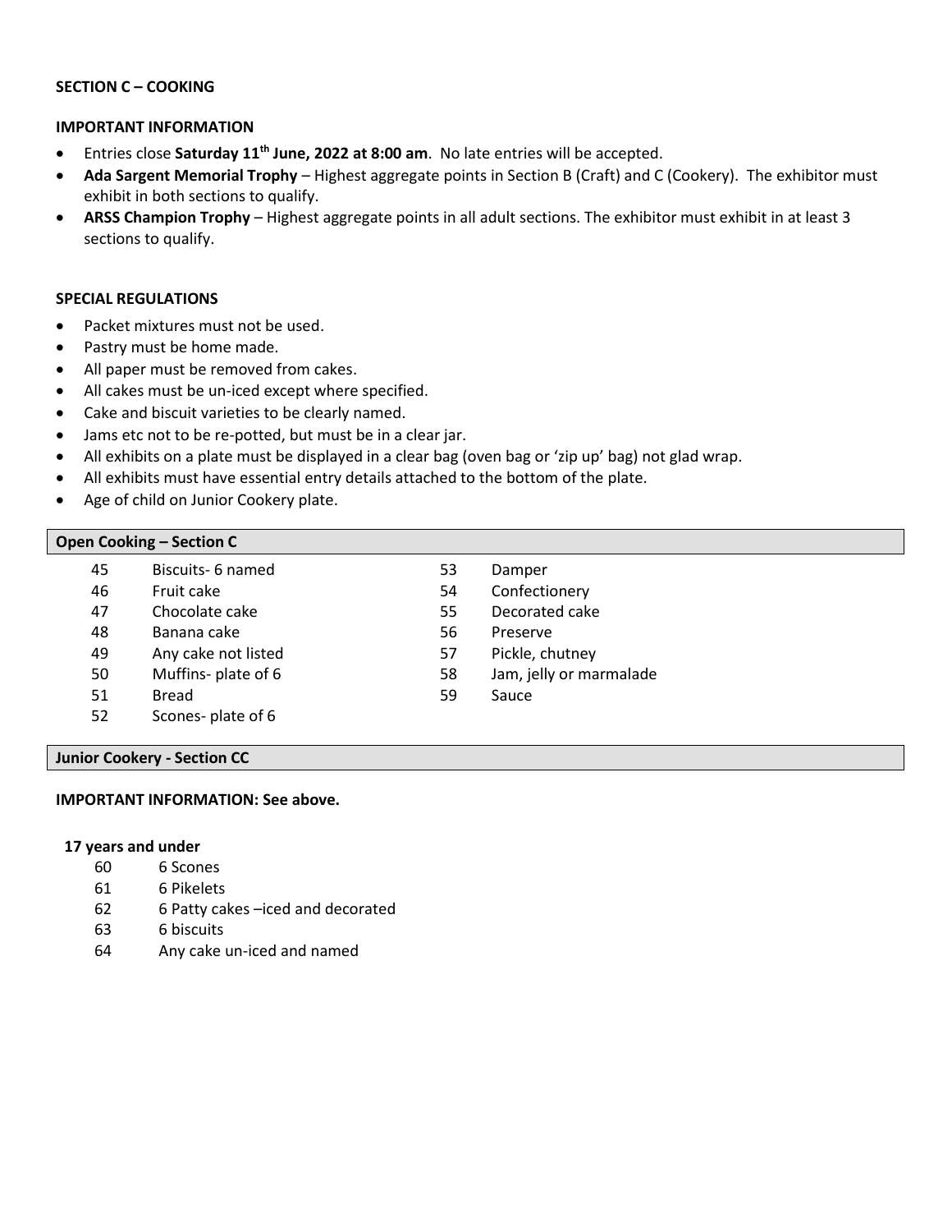## SECTION C – COOKING

### IMPORTANT INFORMATION

- Entries close **Saturday 11th June, 2022 at 8:00 am**. No late entries will be accepted.
- **Ada Sargent Memorial Trophy** – Highest aggregate points in Section B (Craft) and C (Cookery). The exhibitor must exhibit in both sections to qualify.
- **ARSS Champion Trophy** – Highest aggregate points in all adult sections. The exhibitor must exhibit in at least 3 sections to qualify.

### SPECIAL REGULATIONS

- Packet mixtures must not be used.
- Pastry must be home made.
- All paper must be removed from cakes.
- All cakes must be un-iced except where specified.
- Cake and biscuit varieties to be clearly named.
- Jams etc not to be re-potted, but must be in a clear jar.
- All exhibits on a plate must be displayed in a clear bag (oven bag or 'zip up' bag) not glad wrap.
- All exhibits must have essential entry details attached to the bottom of the plate.
- Age of child on Junior Cookery plate.

### Open Cooking – Section C

| | |
|---|---|
| 45 | Biscuits- 6 named |
| 46 | Fruit cake |
| 47 | Chocolate cake |
| 48 | Banana cake |
| 49 | Any cake not listed |
| 50 | Muffins- plate of 6 |
| 51 | Bread |
| 52 | Scones- plate of 6 |
| 53 | Damper |
| 54 | Confectionery |
| 55 | Decorated cake |
| 56 | Preserve |
| 57 | Pickle, chutney |
| 58 | Jam, jelly or marmalade |
| 59 | Sauce |

### Junior Cookery - Section CC

**IMPORTANT INFORMATION: See above.**

**17 years and under**

| | |
|---|---|
| 60 | 6 Scones |
| 61 | 6 Pikelets |
| 62 | 6 Patty cakes –iced and decorated |
| 63 | 6 biscuits |
| 64 | Any cake un-iced and named |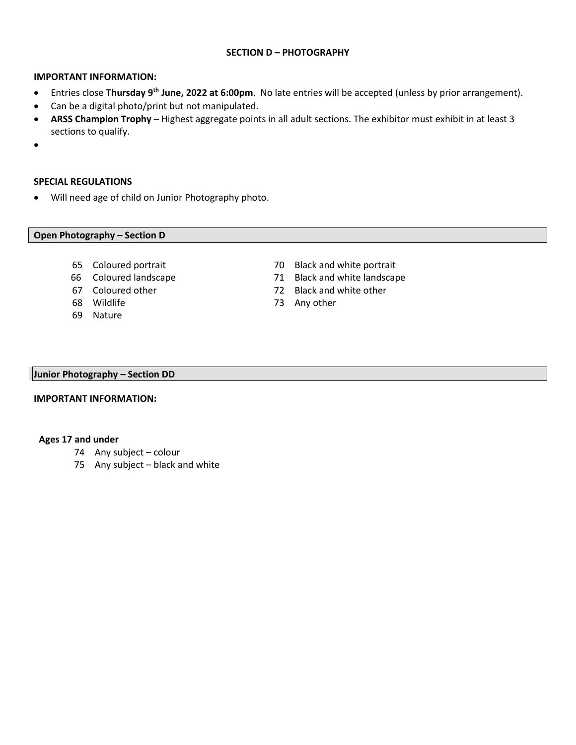# SECTION D – PHOTOGRAPHY

**IMPORTANT INFORMATION:**

- Entries close **Thursday 9th June, 2022 at 6:00pm**. No late entries will be accepted (unless by prior arrangement).
- Can be a digital photo/print but not manipulated.
- **ARSS Champion Trophy** – Highest aggregate points in all adult sections. The exhibitor must exhibit in at least 3 sections to qualify.

**SPECIAL REGULATIONS**

- Will need age of child on Junior Photography photo.

## Open Photography – Section D

65 Coloured portrait
66 Coloured landscape
67 Coloured other
68 Wildlife
69 Nature
70 Black and white portrait
71 Black and white landscape
72 Black and white other
73 Any other

## Junior Photography – Section DD

**IMPORTANT INFORMATION:**

**Ages 17 and under**

74 Any subject – colour
75 Any subject – black and white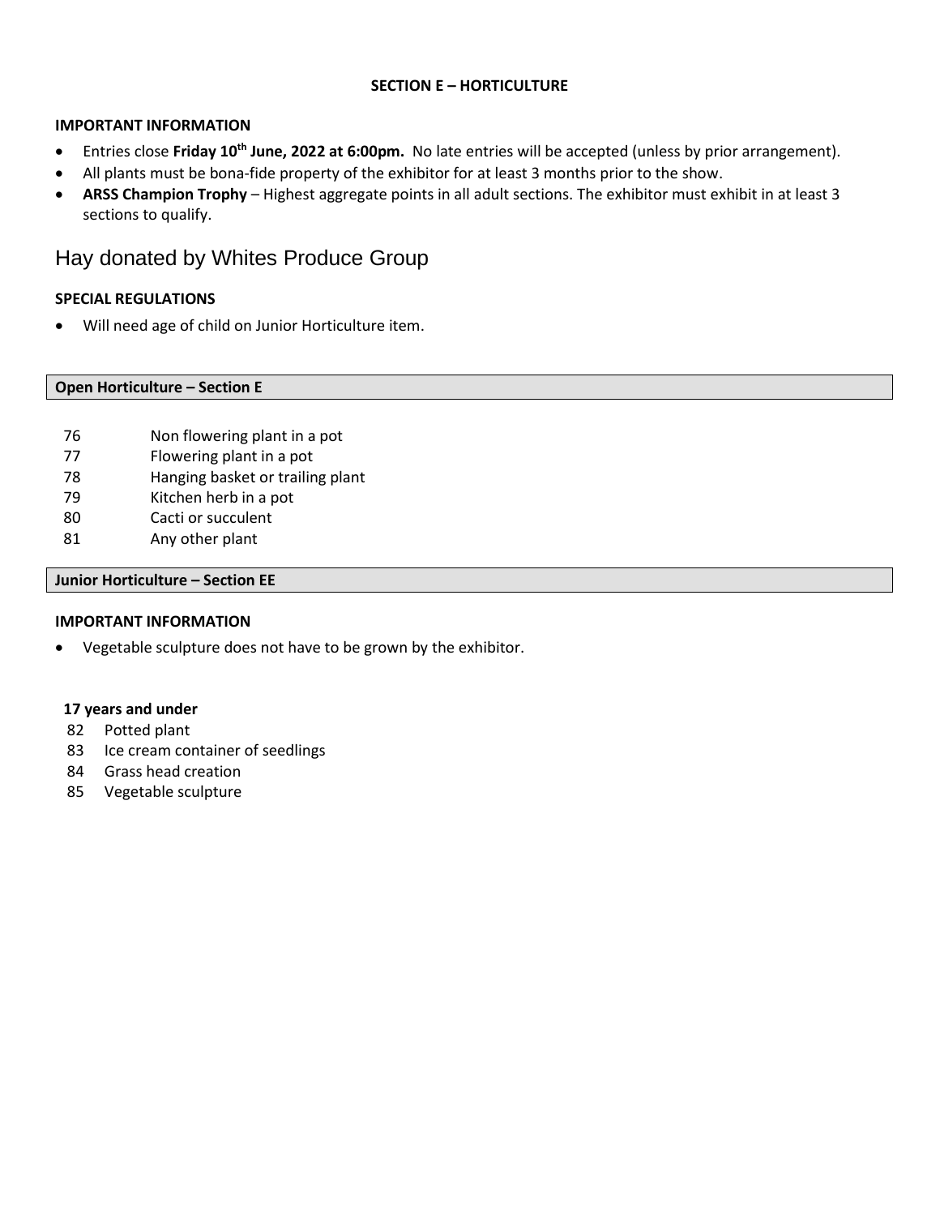## SECTION E – HORTICULTURE

**IMPORTANT INFORMATION**

- Entries close **Friday 10th June, 2022 at 6:00pm.** No late entries will be accepted (unless by prior arrangement).
- All plants must be bona-fide property of the exhibitor for at least 3 months prior to the show.
- **ARSS Champion Trophy** – Highest aggregate points in all adult sections. The exhibitor must exhibit in at least 3 sections to qualify.

Hay donated by Whites Produce Group

**SPECIAL REGULATIONS**

- Will need age of child on Junior Horticulture item.

### Open Horticulture – Section E

| | |
|---|---|
| 76 | Non flowering plant in a pot |
| 77 | Flowering plant in a pot |
| 78 | Hanging basket or trailing plant |
| 79 | Kitchen herb in a pot |
| 80 | Cacti or succulent |
| 81 | Any other plant |

### Junior Horticulture – Section EE

**IMPORTANT INFORMATION**

- Vegetable sculpture does not have to be grown by the exhibitor.

**17 years and under**

| | |
|---|---|
| 82 | Potted plant |
| 83 | Ice cream container of seedlings |
| 84 | Grass head creation |
| 85 | Vegetable sculpture |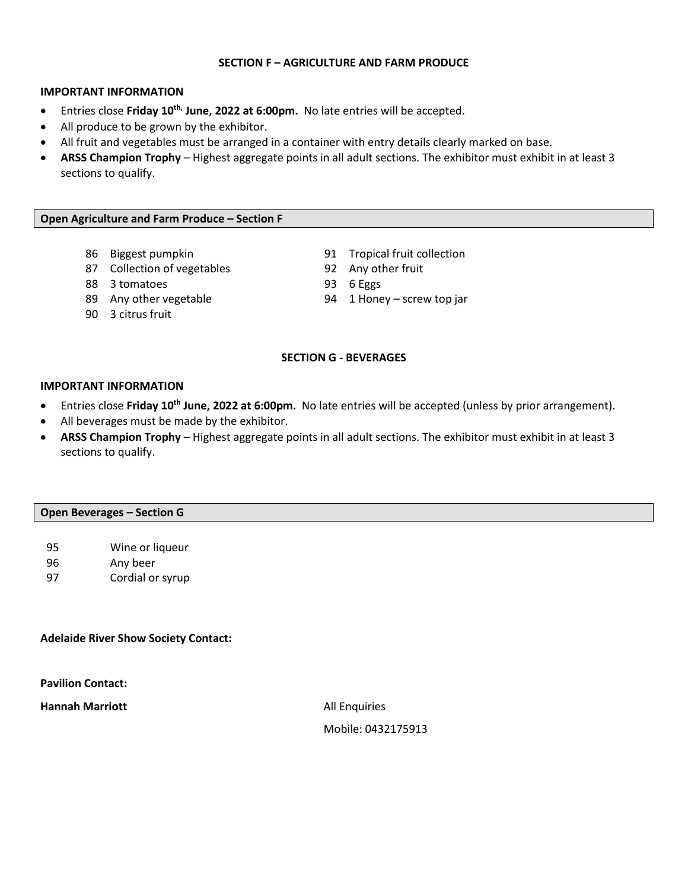## SECTION F – AGRICULTURE AND FARM PRODUCE

**IMPORTANT INFORMATION**

- Entries close **Friday 10th, June, 2022 at 6:00pm.** No late entries will be accepted.
- All produce to be grown by the exhibitor.
- All fruit and vegetables must be arranged in a container with entry details clearly marked on base.
- **ARSS Champion Trophy** – Highest aggregate points in all adult sections. The exhibitor must exhibit in at least 3 sections to qualify.

### Open Agriculture and Farm Produce – Section F

- 86 Biggest pumpkin
- 87 Collection of vegetables
- 88 3 tomatoes
- 89 Any other vegetable
- 90 3 citrus fruit
- 91 Tropical fruit collection
- 92 Any other fruit
- 93 6 Eggs
- 94 1 Honey – screw top jar

## SECTION G - BEVERAGES

**IMPORTANT INFORMATION**

- Entries close **Friday 10th June, 2022 at 6:00pm.** No late entries will be accepted (unless by prior arrangement).
- All beverages must be made by the exhibitor.
- **ARSS Champion Trophy** – Highest aggregate points in all adult sections. The exhibitor must exhibit in at least 3 sections to qualify.

### Open Beverages – Section G

- 95 Wine or liqueur
- 96 Any beer
- 97 Cordial or syrup

**Adelaide River Show Society Contact:**

**Pavilion Contact:**

**Hannah Marriott**

All Enquiries

Mobile: 0432175913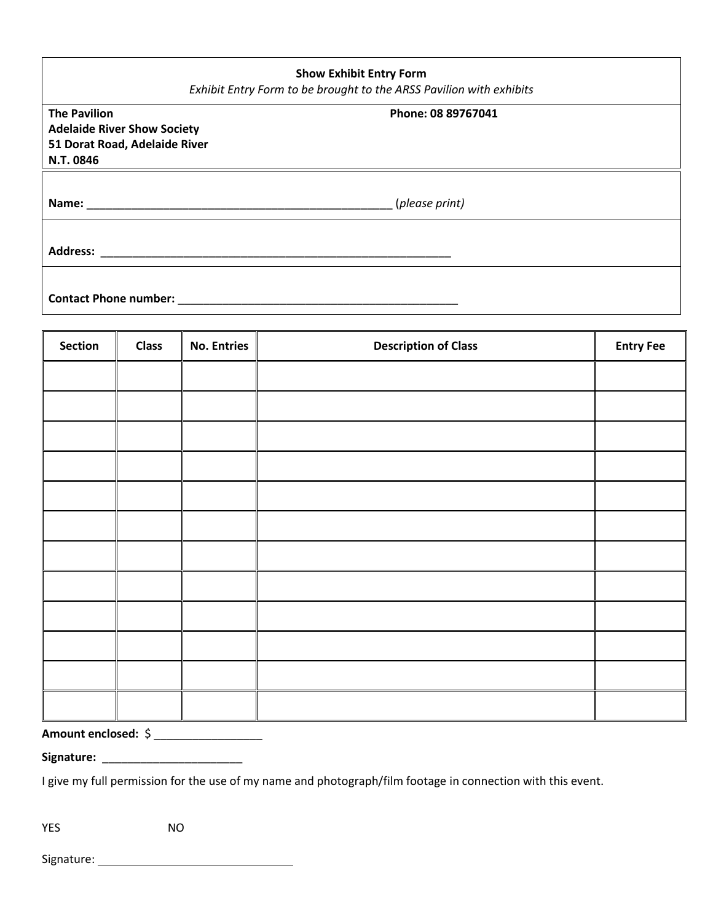**Show Exhibit Entry Form**

*Exhibit Entry Form to be brought to the ARSS Pavilion with exhibits*

**The Pavilion**
**Adelaide River Show Society**
**51 Dorat Road, Adelaide River**
**N.T. 0846**

**Phone: 08 89767041**

**Name:** __________________________________________________ (*please print*)

**Address:** __________________________________________________________

**Contact Phone number:** ______________________________________________

| Section | Class | No. Entries | Description of Class | Entry Fee |
|---|---|---|---|---|
| | | | | |
| | | | | |
| | | | | |
| | | | | |
| | | | | |
| | | | | |
| | | | | |
| | | | | |
| | | | | |
| | | | | |
| | | | | |
| | | | | |

**Amount enclosed:** $ _________________

**Signature:** ______________________

I give my full permission for the use of my name and photograph/film footage in connection with this event.

YES NO

Signature: ______________________________